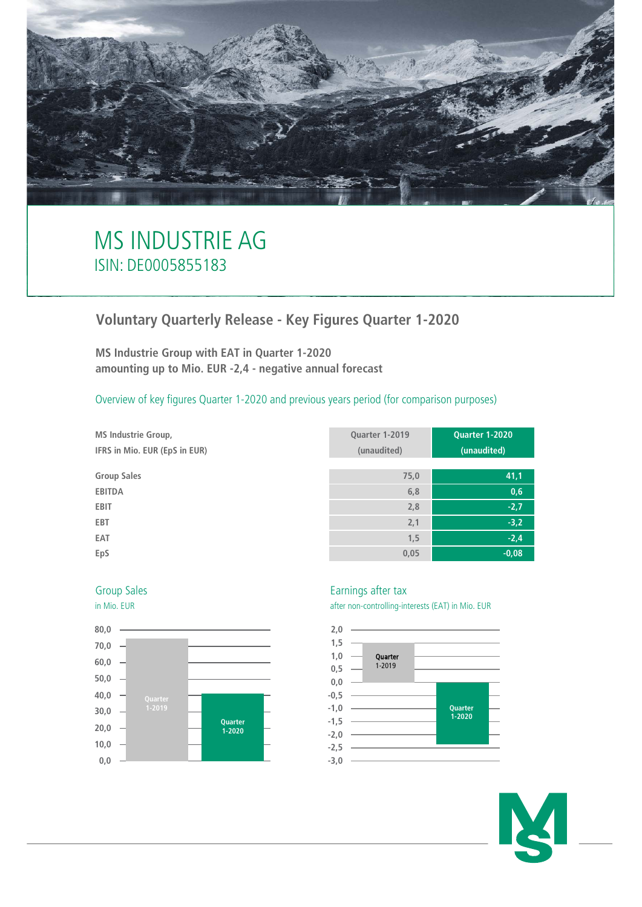# MS INDUSTRIE AG

ISIN: DE0005855183

## Voluntary Quarterly Release - Key Figures Quarter 1-2020

**MS Industrie Group with EAT in Quarter 1-2020 amounting up to Mio. EUR -2,4 - negative annual forecast**

Overview of key figures Quarter 1-2020 and previous years period (for comparison purposes)

| MS Industrie Group, IFRS in Mio. EUR (EpS in EUR) | Quarter 1-2019 (unaudited) | Quarter 1-2020 (unaudited) |
|---|---|---|
| Group Sales | 75,0 | 41,1 |
| EBITDA | 6,8 | 0,6 |
| EBIT | 2,8 | -2,7 |
| EBT | 2,1 | -3,2 |
| EAT | 1,5 | -2,4 |
| EpS | 0,05 | -0,08 |

Group Sales

in Mio. EUR

Earnings after tax

after non-controlling-interests (EAT) in Mio. EUR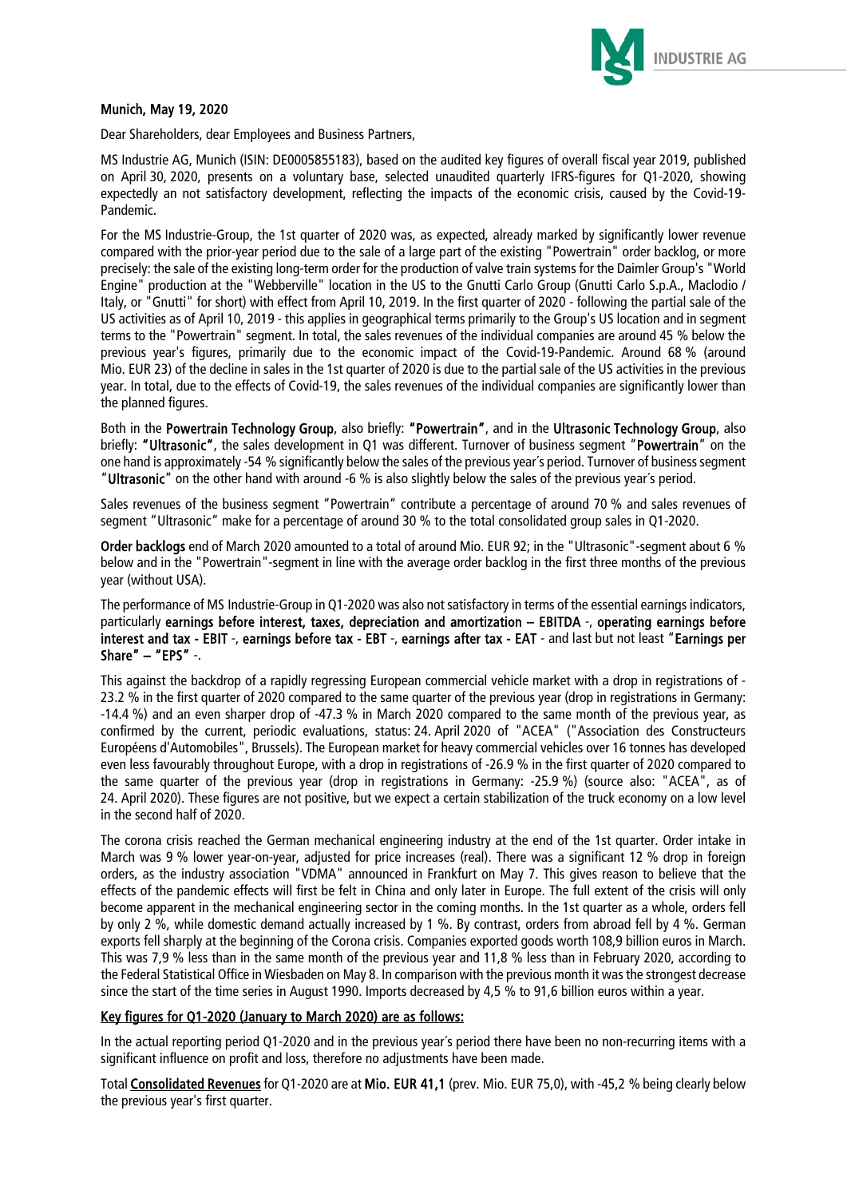Munich, May 19, 2020

Dear Shareholders, dear Employees and Business Partners,

MS Industrie AG, Munich (ISIN: DE0005855183), based on the audited key figures of overall fiscal year 2019, published on April 30, 2020, presents on a voluntary base, selected unaudited quarterly IFRS-figures for Q1-2020, showing expectedly an not satisfactory development, reflecting the impacts of the economic crisis, caused by the Covid-19-Pandemic.

For the MS Industrie-Group, the 1st quarter of 2020 was, as expected, already marked by significantly lower revenue compared with the prior-year period due to the sale of a large part of the existing "Powertrain" order backlog, or more precisely: the sale of the existing long-term order for the production of valve train systems for the Daimler Group's "World Engine" production at the "Webberville" location in the US to the Gnutti Carlo Group (Gnutti Carlo S.p.A., Maclodio / Italy, or "Gnutti" for short) with effect from April 10, 2019. In the first quarter of 2020 - following the partial sale of the US activities as of April 10, 2019 - this applies in geographical terms primarily to the Group's US location and in segment terms to the "Powertrain" segment. In total, the sales revenues of the individual companies are around 45 % below the previous year's figures, primarily due to the economic impact of the Covid-19-Pandemic. Around 68 % (around Mio. EUR 23) of the decline in sales in the 1st quarter of 2020 is due to the partial sale of the US activities in the previous year. In total, due to the effects of Covid-19, the sales revenues of the individual companies are significantly lower than the planned figures.

Both in the **Powertrain Technology Group**, also briefly: **"Powertrain"**, and in the **Ultrasonic Technology Group**, also briefly: **"Ultrasonic"**, the sales development in Q1 was different. Turnover of business segment "**Powertrain**" on the one hand is approximately -54 % significantly below the sales of the previous year´s period. Turnover of business segment "**Ultrasonic**" on the other hand with around -6 % is also slightly below the sales of the previous year´s period.

Sales revenues of the business segment "Powertrain" contribute a percentage of around 70 % and sales revenues of segment "Ultrasonic" make for a percentage of around 30 % to the total consolidated group sales in Q1-2020.

**Order backlogs** end of March 2020 amounted to a total of around Mio. EUR 92; in the "Ultrasonic"-segment about 6 % below and in the "Powertrain"-segment in line with the average order backlog in the first three months of the previous year (without USA).

The performance of MS Industrie-Group in Q1-2020 was also not satisfactory in terms of the essential earnings indicators, particularly **earnings before interest, taxes, depreciation and amortization – EBITDA** -, **operating earnings before interest and tax - EBIT** -, **earnings before tax - EBT** -, **earnings after tax - EAT** - and last but not least "**Earnings per Share" – "EPS"** -.

This against the backdrop of a rapidly regressing European commercial vehicle market with a drop in registrations of -23.2 % in the first quarter of 2020 compared to the same quarter of the previous year (drop in registrations in Germany: -14.4 %) and an even sharper drop of -47.3 % in March 2020 compared to the same month of the previous year, as confirmed by the current, periodic evaluations, status: 24. April 2020 of "ACEA" ("Association des Constructeurs Européens d'Automobiles", Brussels). The European market for heavy commercial vehicles over 16 tonnes has developed even less favourably throughout Europe, with a drop in registrations of -26.9 % in the first quarter of 2020 compared to the same quarter of the previous year (drop in registrations in Germany: -25.9 %) (source also: "ACEA", as of 24. April 2020). These figures are not positive, but we expect a certain stabilization of the truck economy on a low level in the second half of 2020.

The corona crisis reached the German mechanical engineering industry at the end of the 1st quarter. Order intake in March was 9 % lower year-on-year, adjusted for price increases (real). There was a significant 12 % drop in foreign orders, as the industry association "VDMA" announced in Frankfurt on May 7. This gives reason to believe that the effects of the pandemic effects will first be felt in China and only later in Europe. The full extent of the crisis will only become apparent in the mechanical engineering sector in the coming months. In the 1st quarter as a whole, orders fell by only 2 %, while domestic demand actually increased by 1 %. By contrast, orders from abroad fell by 4 %. German exports fell sharply at the beginning of the Corona crisis. Companies exported goods worth 108,9 billion euros in March. This was 7,9 % less than in the same month of the previous year and 11,8 % less than in February 2020, according to the Federal Statistical Office in Wiesbaden on May 8. In comparison with the previous month it was the strongest decrease since the start of the time series in August 1990. Imports decreased by 4,5 % to 91,6 billion euros within a year.

## Key figures for Q1-2020 (January to March 2020) are as follows:

In the actual reporting period Q1-2020 and in the previous year´s period there have been no non-recurring items with a significant influence on profit and loss, therefore no adjustments have been made.

Total **Consolidated Revenues** for Q1-2020 are at **Mio. EUR 41,1** (prev. Mio. EUR 75,0), with -45,2 % being clearly below the previous year's first quarter.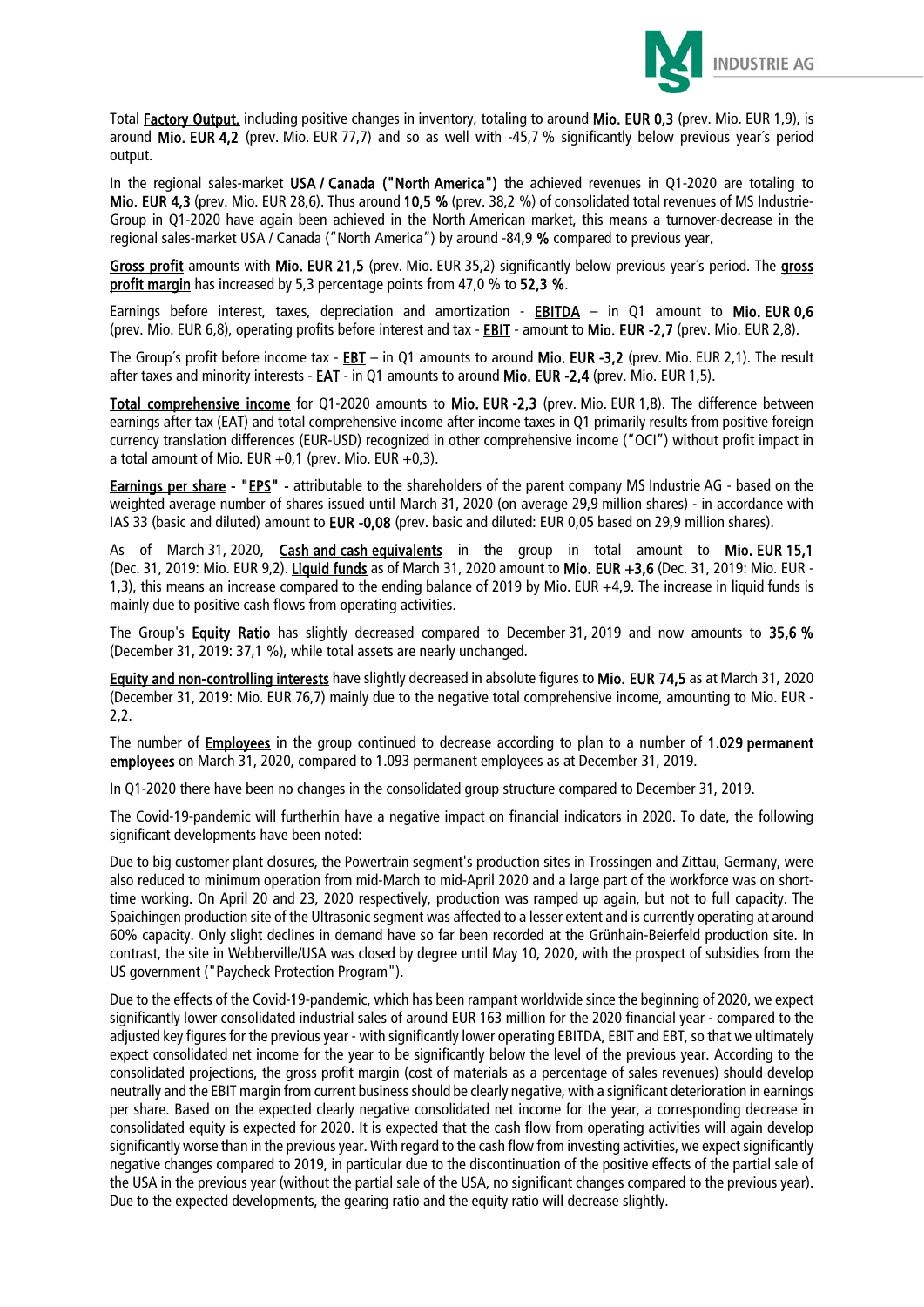Total Factory Output, including positive changes in inventory, totaling to around **Mio. EUR 0,3** (prev. Mio. EUR 1,9), is around **Mio. EUR 4,2** (prev. Mio. EUR 77,7) and so as well with -45,7 % significantly below previous year´s period output.

In the regional sales-market **USA / Canada ("North America")** the achieved revenues in Q1-2020 are totaling to **Mio. EUR 4,3** (prev. Mio. EUR 28,6). Thus around **10,5 %** (prev. 38,2 %) of consolidated total revenues of MS Industrie-Group in Q1-2020 have again been achieved in the North American market, this means a turnover-decrease in the regional sales-market USA / Canada ("North America") by around -84,9 **%** compared to previous year.

Gross profit amounts with **Mio. EUR 21,5** (prev. Mio. EUR 35,2) significantly below previous year´s period. The gross profit margin has increased by 5,3 percentage points from 47,0 % to **52,3 %**.

Earnings before interest, taxes, depreciation and amortization - EBITDA – in Q1 amount to **Mio. EUR 0,6** (prev. Mio. EUR 6,8), operating profits before interest and tax - EBIT - amount to **Mio. EUR -2,7** (prev. Mio. EUR 2,8).

The Group´s profit before income tax - EBT – in Q1 amounts to around **Mio. EUR -3,2** (prev. Mio. EUR 2,1). The result after taxes and minority interests - EAT - in Q1 amounts to around **Mio. EUR -2,4** (prev. Mio. EUR 1,5).

Total comprehensive income for Q1-2020 amounts to **Mio. EUR -2,3** (prev. Mio. EUR 1,8). The difference between earnings after tax (EAT) and total comprehensive income after income taxes in Q1 primarily results from positive foreign currency translation differences (EUR-USD) recognized in other comprehensive income ("OCI") without profit impact in a total amount of Mio. EUR +0,1 (prev. Mio. EUR +0,3).

Earnings per share - "EPS" - attributable to the shareholders of the parent company MS Industrie AG - based on the weighted average number of shares issued until March 31, 2020 (on average 29,9 million shares) - in accordance with IAS 33 (basic and diluted) amount to **EUR -0,08** (prev. basic and diluted: EUR 0,05 based on 29,9 million shares).

As of March 31, 2020, Cash and cash equivalents in the group in total amount to **Mio. EUR 15,1** (Dec. 31, 2019: Mio. EUR 9,2). Liquid funds as of March 31, 2020 amount to **Mio. EUR +3,6** (Dec. 31, 2019: Mio. EUR -1,3), this means an increase compared to the ending balance of 2019 by Mio. EUR +4,9. The increase in liquid funds is mainly due to positive cash flows from operating activities.

The Group's Equity Ratio has slightly decreased compared to December 31, 2019 and now amounts to **35,6 %** (December 31, 2019: 37,1 %), while total assets are nearly unchanged.

Equity and non-controlling interests have slightly decreased in absolute figures to **Mio. EUR 74,5** as at March 31, 2020 (December 31, 2019: Mio. EUR 76,7) mainly due to the negative total comprehensive income, amounting to Mio. EUR -2,2.

The number of Employees in the group continued to decrease according to plan to a number of **1.029 permanent employees** on March 31, 2020, compared to 1.093 permanent employees as at December 31, 2019.

In Q1-2020 there have been no changes in the consolidated group structure compared to December 31, 2019.

The Covid-19-pandemic will furtherhin have a negative impact on financial indicators in 2020. To date, the following significant developments have been noted:

Due to big customer plant closures, the Powertrain segment's production sites in Trossingen and Zittau, Germany, were also reduced to minimum operation from mid-March to mid-April 2020 and a large part of the workforce was on short-time working. On April 20 and 23, 2020 respectively, production was ramped up again, but not to full capacity. The Spaichingen production site of the Ultrasonic segment was affected to a lesser extent and is currently operating at around 60% capacity. Only slight declines in demand have so far been recorded at the Grünhain-Beierfeld production site. In contrast, the site in Webberville/USA was closed by degree until May 10, 2020, with the prospect of subsidies from the US government ("Paycheck Protection Program").

Due to the effects of the Covid-19-pandemic, which has been rampant worldwide since the beginning of 2020, we expect significantly lower consolidated industrial sales of around EUR 163 million for the 2020 financial year - compared to the adjusted key figures for the previous year - with significantly lower operating EBITDA, EBIT and EBT, so that we ultimately expect consolidated net income for the year to be significantly below the level of the previous year. According to the consolidated projections, the gross profit margin (cost of materials as a percentage of sales revenues) should develop neutrally and the EBIT margin from current business should be clearly negative, with a significant deterioration in earnings per share. Based on the expected clearly negative consolidated net income for the year, a corresponding decrease in consolidated equity is expected for 2020. It is expected that the cash flow from operating activities will again develop significantly worse than in the previous year. With regard to the cash flow from investing activities, we expect significantly negative changes compared to 2019, in particular due to the discontinuation of the positive effects of the partial sale of the USA in the previous year (without the partial sale of the USA, no significant changes compared to the previous year). Due to the expected developments, the gearing ratio and the equity ratio will decrease slightly.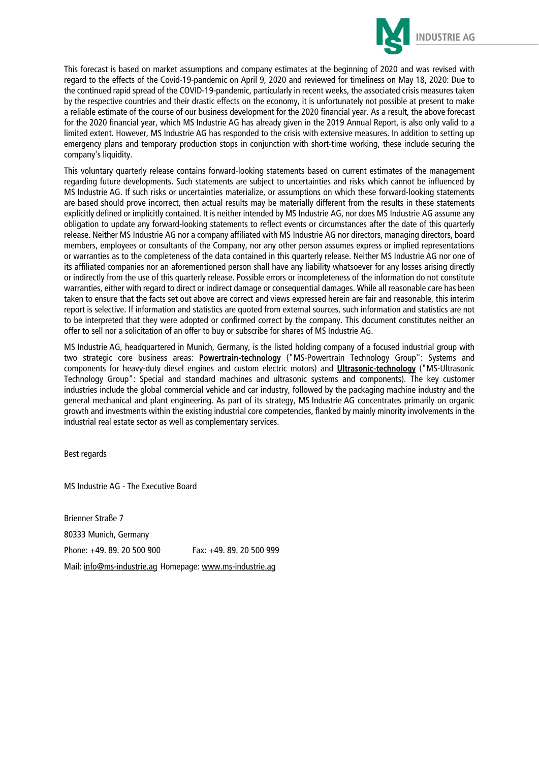This forecast is based on market assumptions and company estimates at the beginning of 2020 and was revised with regard to the effects of the Covid-19-pandemic on April 9, 2020 and reviewed for timeliness on May 18, 2020: Due to the continued rapid spread of the COVID-19-pandemic, particularly in recent weeks, the associated crisis measures taken by the respective countries and their drastic effects on the economy, it is unfortunately not possible at present to make a reliable estimate of the course of our business development for the 2020 financial year. As a result, the above forecast for the 2020 financial year, which MS Industrie AG has already given in the 2019 Annual Report, is also only valid to a limited extent. However, MS Industrie AG has responded to the crisis with extensive measures. In addition to setting up emergency plans and temporary production stops in conjunction with short-time working, these include securing the company's liquidity.

This voluntary quarterly release contains forward-looking statements based on current estimates of the management regarding future developments. Such statements are subject to uncertainties and risks which cannot be influenced by MS Industrie AG. If such risks or uncertainties materialize, or assumptions on which these forward-looking statements are based should prove incorrect, then actual results may be materially different from the results in these statements explicitly defined or implicitly contained. It is neither intended by MS Industrie AG, nor does MS Industrie AG assume any obligation to update any forward-looking statements to reflect events or circumstances after the date of this quarterly release. Neither MS Industrie AG nor a company affiliated with MS Industrie AG nor directors, managing directors, board members, employees or consultants of the Company, nor any other person assumes express or implied representations or warranties as to the completeness of the data contained in this quarterly release. Neither MS Industrie AG nor one of its affiliated companies nor an aforementioned person shall have any liability whatsoever for any losses arising directly or indirectly from the use of this quarterly release. Possible errors or incompleteness of the information do not constitute warranties, either with regard to direct or indirect damage or consequential damages. While all reasonable care has been taken to ensure that the facts set out above are correct and views expressed herein are fair and reasonable, this interim report is selective. If information and statistics are quoted from external sources, such information and statistics are not to be interpreted that they were adopted or confirmed correct by the company. This document constitutes neither an offer to sell nor a solicitation of an offer to buy or subscribe for shares of MS Industrie AG.

MS Industrie AG, headquartered in Munich, Germany, is the listed holding company of a focused industrial group with two strategic core business areas: **Powertrain-technology** ("MS-Powertrain Technology Group": Systems and components for heavy-duty diesel engines and custom electric motors) and **Ultrasonic-technology** ("MS-Ultrasonic Technology Group": Special and standard machines and ultrasonic systems and components). The key customer industries include the global commercial vehicle and car industry, followed by the packaging machine industry and the general mechanical and plant engineering. As part of its strategy, MS Industrie AG concentrates primarily on organic growth and investments within the existing industrial core competencies, flanked by mainly minority involvements in the industrial real estate sector as well as complementary services.

Best regards

MS Industrie AG - The Executive Board

Brienner Straße 7

80333 Munich, Germany

Phone: +49. 89. 20 500 900 Fax: +49. 89. 20 500 999

Mail: info@ms-industrie.ag Homepage: www.ms-industrie.ag